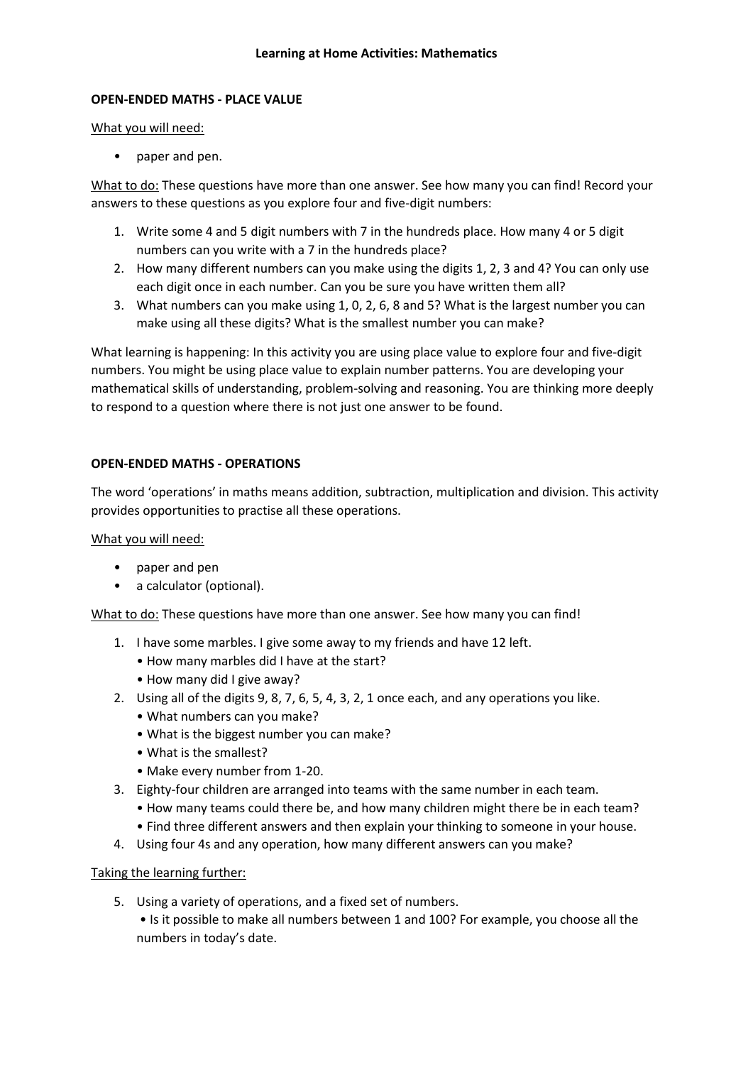# Learning at Home Activities: Mathematics

## OPEN-ENDED MATHS - PLACE VALUE

<u>What you will need:</u>

- paper and pen.

<u>What to do:</u> These questions have more than one answer. See how many you can find! Record your answers to these questions as you explore four and five-digit numbers:

1. Write some 4 and 5 digit numbers with 7 in the hundreds place. How many 4 or 5 digit numbers can you write with a 7 in the hundreds place?
2. How many different numbers can you make using the digits 1, 2, 3 and 4? You can only use each digit once in each number. Can you be sure you have written them all?
3. What numbers can you make using 1, 0, 2, 6, 8 and 5? What is the largest number you can make using all these digits? What is the smallest number you can make?

What learning is happening: In this activity you are using place value to explore four and five-digit numbers. You might be using place value to explain number patterns. You are developing your mathematical skills of understanding, problem-solving and reasoning. You are thinking more deeply to respond to a question where there is not just one answer to be found.

## OPEN-ENDED MATHS - OPERATIONS

The word 'operations' in maths means addition, subtraction, multiplication and division. This activity provides opportunities to practise all these operations.

<u>What you will need:</u>

- paper and pen
- a calculator (optional).

<u>What to do:</u> These questions have more than one answer. See how many you can find!

1. I have some marbles. I give some away to my friends and have 12 left.
   - How many marbles did I have at the start?
   - How many did I give away?
2. Using all of the digits 9, 8, 7, 6, 5, 4, 3, 2, 1 once each, and any operations you like.
   - What numbers can you make?
   - What is the biggest number you can make?
   - What is the smallest?
   - Make every number from 1-20.
3. Eighty-four children are arranged into teams with the same number in each team.
   - How many teams could there be, and how many children might there be in each team?
   - Find three different answers and then explain your thinking to someone in your house.
4. Using four 4s and any operation, how many different answers can you make?

<u>Taking the learning further:</u>

5. Using a variety of operations, and a fixed set of numbers.
   - Is it possible to make all numbers between 1 and 100? For example, you choose all the numbers in today's date.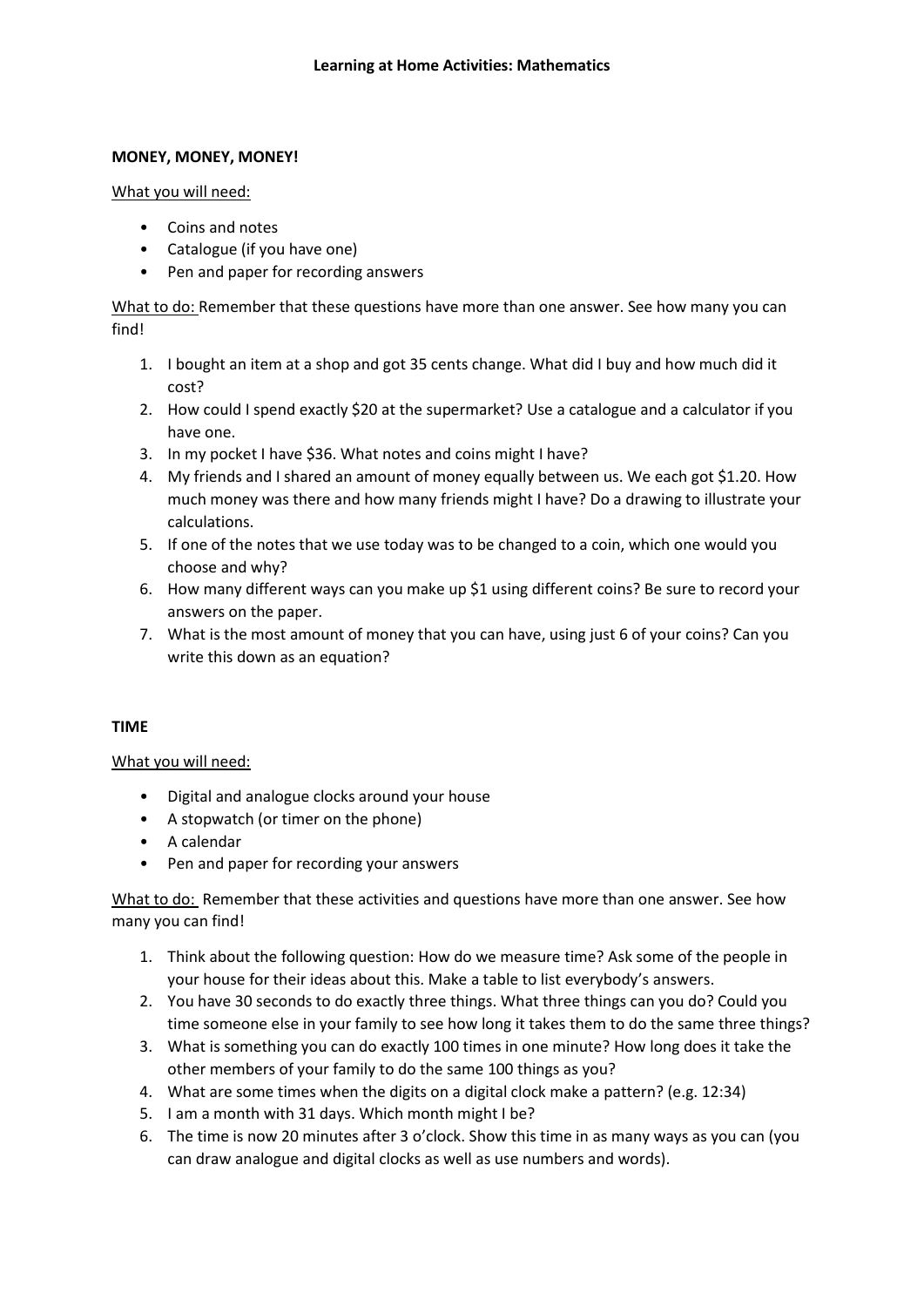# Learning at Home Activities: Mathematics

## MONEY, MONEY, MONEY!

What you will need:

- Coins and notes
- Catalogue (if you have one)
- Pen and paper for recording answers

What to do: Remember that these questions have more than one answer. See how many you can find!

1. I bought an item at a shop and got 35 cents change. What did I buy and how much did it cost?
2. How could I spend exactly $20 at the supermarket? Use a catalogue and a calculator if you have one.
3. In my pocket I have $36. What notes and coins might I have?
4. My friends and I shared an amount of money equally between us. We each got $1.20. How much money was there and how many friends might I have? Do a drawing to illustrate your calculations.
5. If one of the notes that we use today was to be changed to a coin, which one would you choose and why?
6. How many different ways can you make up $1 using different coins? Be sure to record your answers on the paper.
7. What is the most amount of money that you can have, using just 6 of your coins? Can you write this down as an equation?

## TIME

What you will need:

- Digital and analogue clocks around your house
- A stopwatch (or timer on the phone)
- A calendar
- Pen and paper for recording your answers

What to do: Remember that these activities and questions have more than one answer. See how many you can find!

1. Think about the following question: How do we measure time? Ask some of the people in your house for their ideas about this. Make a table to list everybody's answers.
2. You have 30 seconds to do exactly three things. What three things can you do? Could you time someone else in your family to see how long it takes them to do the same three things?
3. What is something you can do exactly 100 times in one minute? How long does it take the other members of your family to do the same 100 things as you?
4. What are some times when the digits on a digital clock make a pattern? (e.g. 12:34)
5. I am a month with 31 days. Which month might I be?
6. The time is now 20 minutes after 3 o'clock. Show this time in as many ways as you can (you can draw analogue and digital clocks as well as use numbers and words).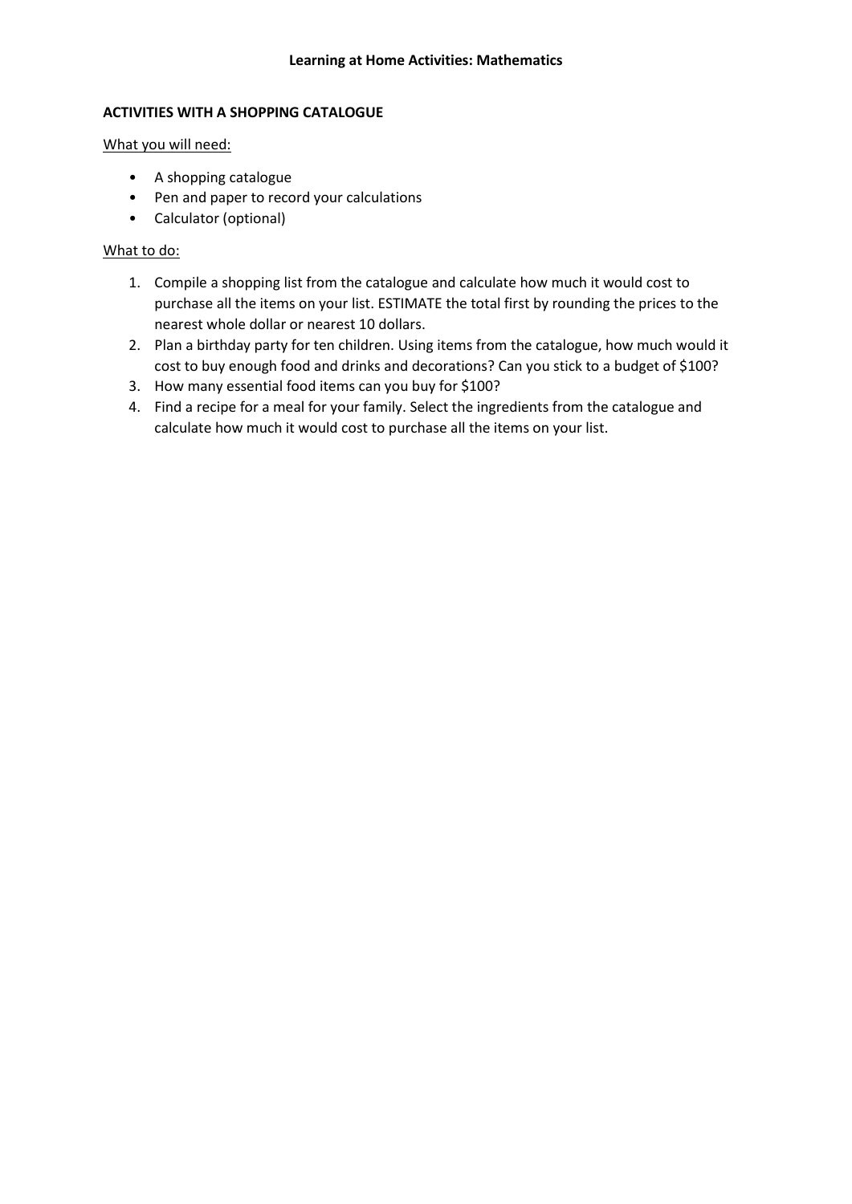## Learning at Home Activities: Mathematics

**ACTIVITIES WITH A SHOPPING CATALOGUE**

What you will need:

- A shopping catalogue
- Pen and paper to record your calculations
- Calculator (optional)

What to do:

1. Compile a shopping list from the catalogue and calculate how much it would cost to purchase all the items on your list. ESTIMATE the total first by rounding the prices to the nearest whole dollar or nearest 10 dollars.
2. Plan a birthday party for ten children. Using items from the catalogue, how much would it cost to buy enough food and drinks and decorations? Can you stick to a budget of $100?
3. How many essential food items can you buy for $100?
4. Find a recipe for a meal for your family. Select the ingredients from the catalogue and calculate how much it would cost to purchase all the items on your list.